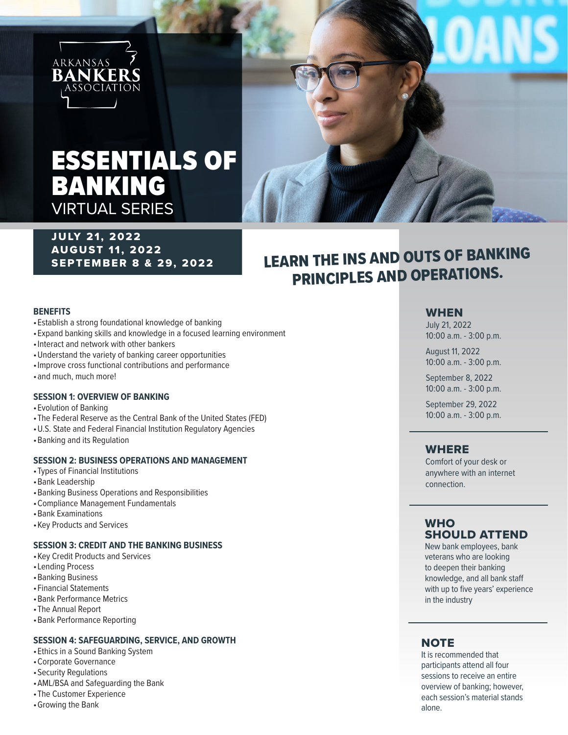ARKANSAS BANKERS ASSOCIATION

# ESSENTIALS OF BANKING

VIRTUAL SERIES

**JULY 21, 2022**
**AUGUST 11, 2022**
**SEPTEMBER 8 & 29, 2022**

## LEARN THE INS AND OUTS OF BANKING PRINCIPLES AND OPERATIONS.

### BENEFITS

- Establish a strong foundational knowledge of banking
- Expand banking skills and knowledge in a focused learning environment
- Interact and network with other bankers
- Understand the variety of banking career opportunities
- Improve cross functional contributions and performance
- and much, much more!

### SESSION 1: OVERVIEW OF BANKING

- Evolution of Banking
- The Federal Reserve as the Central Bank of the United States (FED)
- U.S. State and Federal Financial Institution Regulatory Agencies
- Banking and its Regulation

### SESSION 2: BUSINESS OPERATIONS AND MANAGEMENT

- Types of Financial Institutions
- Bank Leadership
- Banking Business Operations and Responsibilities
- Compliance Management Fundamentals
- Bank Examinations
- Key Products and Services

### SESSION 3: CREDIT AND THE BANKING BUSINESS

- Key Credit Products and Services
- Lending Process
- Banking Business
- Financial Statements
- Bank Performance Metrics
- The Annual Report
- Bank Performance Reporting

### SESSION 4: SAFEGUARDING, SERVICE, AND GROWTH

- Ethics in a Sound Banking System
- Corporate Governance
- Security Regulations
- AML/BSA and Safeguarding the Bank
- The Customer Experience
- Growing the Bank

### WHEN

July 21, 2022
10:00 a.m. - 3:00 p.m.

August 11, 2022
10:00 a.m. - 3:00 p.m.

September 8, 2022
10:00 a.m. - 3:00 p.m.

September 29, 2022
10:00 a.m. - 3:00 p.m.

### WHERE

Comfort of your desk or anywhere with an internet connection.

### WHO SHOULD ATTEND

New bank employees, bank veterans who are looking to deepen their banking knowledge, and all bank staff with up to five years' experience in the industry

### NOTE

It is recommended that participants attend all four sessions to receive an entire overview of banking; however, each session's material stands alone.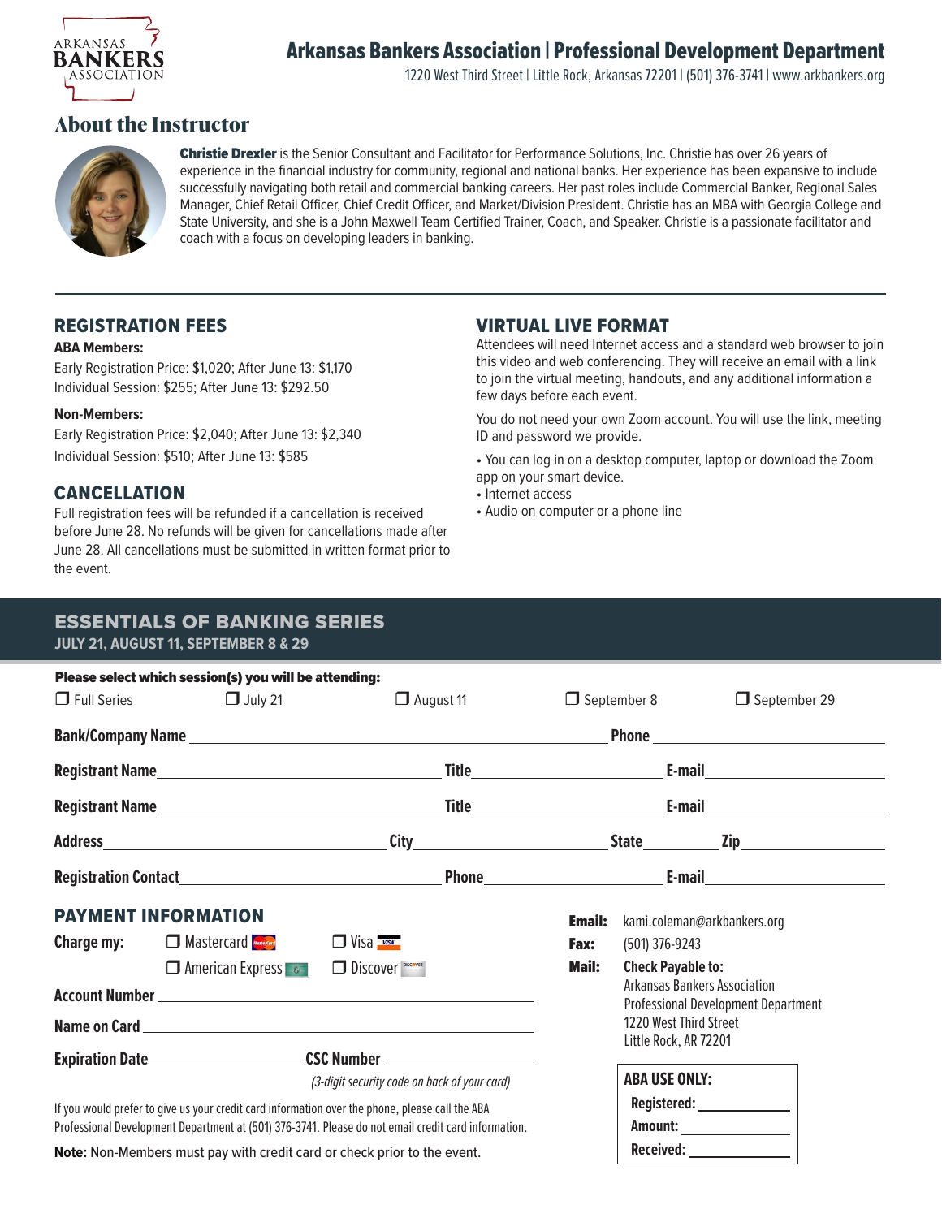# Arkansas Bankers Association | Professional Development Department

1220 West Third Street | Little Rock, Arkansas 72201 | (501) 376-3741 | www.arkbankers.org

## About the Instructor

**Christie Drexler** is the Senior Consultant and Facilitator for Performance Solutions, Inc. Christie has over 26 years of experience in the financial industry for community, regional and national banks. Her experience has been expansive to include successfully navigating both retail and commercial banking careers. Her past roles include Commercial Banker, Regional Sales Manager, Chief Retail Officer, Chief Credit Officer, and Market/Division President. Christie has an MBA with Georgia College and State University, and she is a John Maxwell Team Certified Trainer, Coach, and Speaker. Christie is a passionate facilitator and coach with a focus on developing leaders in banking.

## REGISTRATION FEES

**ABA Members:**

Early Registration Price: $1,020; After June 13: $1,170

Individual Session: $255; After June 13: $292.50

**Non-Members:**

Early Registration Price: $2,040; After June 13: $2,340

Individual Session: $510; After June 13: $585

## CANCELLATION

Full registration fees will be refunded if a cancellation is received before June 28. No refunds will be given for cancellations made after June 28. All cancellations must be submitted in written format prior to the event.

## VIRTUAL LIVE FORMAT

Attendees will need Internet access and a standard web browser to join this video and web conferencing. They will receive an email with a link to join the virtual meeting, handouts, and any additional information a few days before each event.

You do not need your own Zoom account. You will use the link, meeting ID and password we provide.

- You can log in on a desktop computer, laptop or download the Zoom app on your smart device.
- Internet access
- Audio on computer or a phone line

## ESSENTIALS OF BANKING SERIES

**JULY 21, AUGUST 11, SEPTEMBER 8 & 29**

**Please select which session(s) you will be attending:**

❒ Full Series ❒ July 21 ❒ August 11 ❒ September 8 ❒ September 29

**Bank/Company Name** ____________________ **Phone** ____________________

**Registrant Name** ____________________ **Title** ____________________ **E-mail** ____________________

**Registrant Name** ____________________ **Title** ____________________ **E-mail** ____________________

**Address** ____________________ **City** ____________________ **State** __________ **Zip** __________

**Registration Contact** ____________________ **Phone** ____________________ **E-mail** ____________________

## PAYMENT INFORMATION

**Charge my:** ❒ Mastercard ❒ Visa ❒ American Express ❒ Discover

**Account Number** ____________________

**Name on Card** ____________________

**Expiration Date** ____________________ **CSC Number** ____________________

*(3-digit security code on back of your card)*

If you would prefer to give us your credit card information over the phone, please call the ABA Professional Development Department at (501) 376-3741. Please do not email credit card information.

**Note:** Non-Members must pay with credit card or check prior to the event.

**Email:** kami.coleman@arkbankers.org

**Fax:** (501) 376-9243

**Mail:** **Check Payable to:**
Arkansas Bankers Association
Professional Development Department
1220 West Third Street
Little Rock, AR 72201

**ABA USE ONLY:**

**Registered:** __________

**Amount:** __________

**Received:** __________